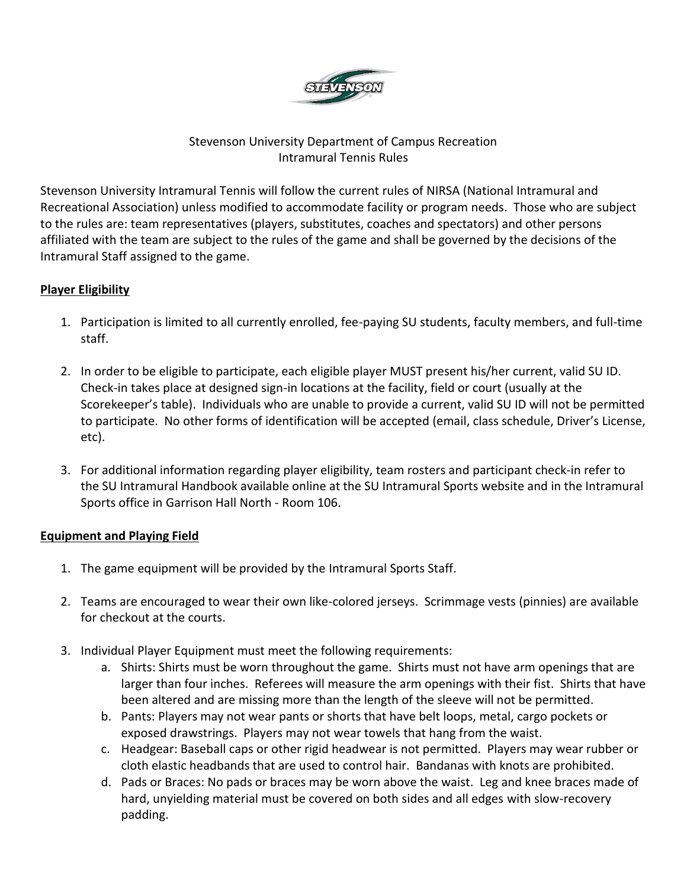Stevenson University Department of Campus Recreation
Intramural Tennis Rules

Stevenson University Intramural Tennis will follow the current rules of NIRSA (National Intramural and Recreational Association) unless modified to accommodate facility or program needs. Those who are subject to the rules are: team representatives (players, substitutes, coaches and spectators) and other persons affiliated with the team are subject to the rules of the game and shall be governed by the decisions of the Intramural Staff assigned to the game.

## **Player Eligibility**

1. Participation is limited to all currently enrolled, fee-paying SU students, faculty members, and full-time staff.

2. In order to be eligible to participate, each eligible player MUST present his/her current, valid SU ID. Check-in takes place at designed sign-in locations at the facility, field or court (usually at the Scorekeeper's table). Individuals who are unable to provide a current, valid SU ID will not be permitted to participate. No other forms of identification will be accepted (email, class schedule, Driver's License, etc).

3. For additional information regarding player eligibility, team rosters and participant check-in refer to the SU Intramural Handbook available online at the SU Intramural Sports website and in the Intramural Sports office in Garrison Hall North - Room 106.

## **Equipment and Playing Field**

1. The game equipment will be provided by the Intramural Sports Staff.

2. Teams are encouraged to wear their own like-colored jerseys. Scrimmage vests (pinnies) are available for checkout at the courts.

3. Individual Player Equipment must meet the following requirements:
   a. Shirts: Shirts must be worn throughout the game. Shirts must not have arm openings that are larger than four inches. Referees will measure the arm openings with their fist. Shirts that have been altered and are missing more than the length of the sleeve will not be permitted.
   b. Pants: Players may not wear pants or shorts that have belt loops, metal, cargo pockets or exposed drawstrings. Players may not wear towels that hang from the waist.
   c. Headgear: Baseball caps or other rigid headwear is not permitted. Players may wear rubber or cloth elastic headbands that are used to control hair. Bandanas with knots are prohibited.
   d. Pads or Braces: No pads or braces may be worn above the waist. Leg and knee braces made of hard, unyielding material must be covered on both sides and all edges with slow-recovery padding.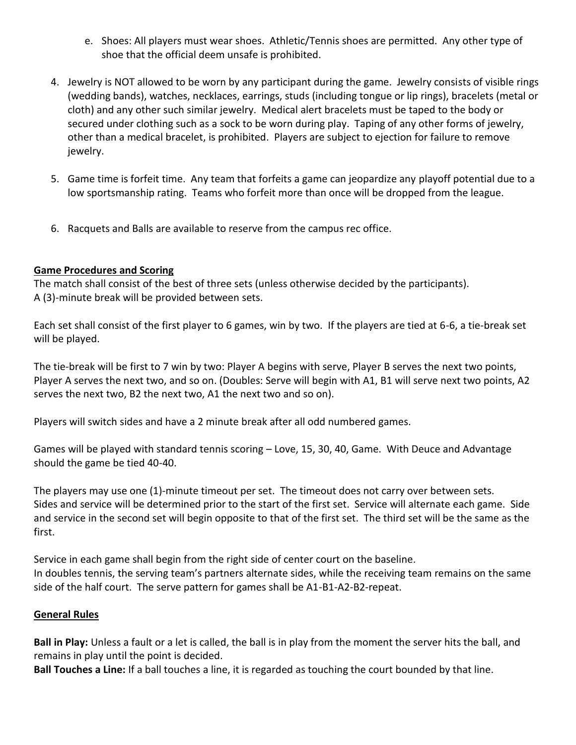e. Shoes: All players must wear shoes. Athletic/Tennis shoes are permitted. Any other type of shoe that the official deem unsafe is prohibited.

4. Jewelry is NOT allowed to be worn by any participant during the game. Jewelry consists of visible rings (wedding bands), watches, necklaces, earrings, studs (including tongue or lip rings), bracelets (metal or cloth) and any other such similar jewelry. Medical alert bracelets must be taped to the body or secured under clothing such as a sock to be worn during play. Taping of any other forms of jewelry, other than a medical bracelet, is prohibited. Players are subject to ejection for failure to remove jewelry.

5. Game time is forfeit time. Any team that forfeits a game can jeopardize any playoff potential due to a low sportsmanship rating. Teams who forfeit more than once will be dropped from the league.

6. Racquets and Balls are available to reserve from the campus rec office.

## Game Procedures and Scoring

The match shall consist of the best of three sets (unless otherwise decided by the participants).
A (3)-minute break will be provided between sets.

Each set shall consist of the first player to 6 games, win by two. If the players are tied at 6-6, a tie-break set will be played.

The tie-break will be first to 7 win by two: Player A begins with serve, Player B serves the next two points, Player A serves the next two, and so on. (Doubles: Serve will begin with A1, B1 will serve next two points, A2 serves the next two, B2 the next two, A1 the next two and so on).

Players will switch sides and have a 2 minute break after all odd numbered games.

Games will be played with standard tennis scoring – Love, 15, 30, 40, Game. With Deuce and Advantage should the game be tied 40-40.

The players may use one (1)-minute timeout per set. The timeout does not carry over between sets.
Sides and service will be determined prior to the start of the first set. Service will alternate each game. Side and service in the second set will begin opposite to that of the first set. The third set will be the same as the first.

Service in each game shall begin from the right side of center court on the baseline.
In doubles tennis, the serving team's partners alternate sides, while the receiving team remains on the same side of the half court. The serve pattern for games shall be A1-B1-A2-B2-repeat.

## General Rules

**Ball in Play:** Unless a fault or a let is called, the ball is in play from the moment the server hits the ball, and remains in play until the point is decided.
**Ball Touches a Line:** If a ball touches a line, it is regarded as touching the court bounded by that line.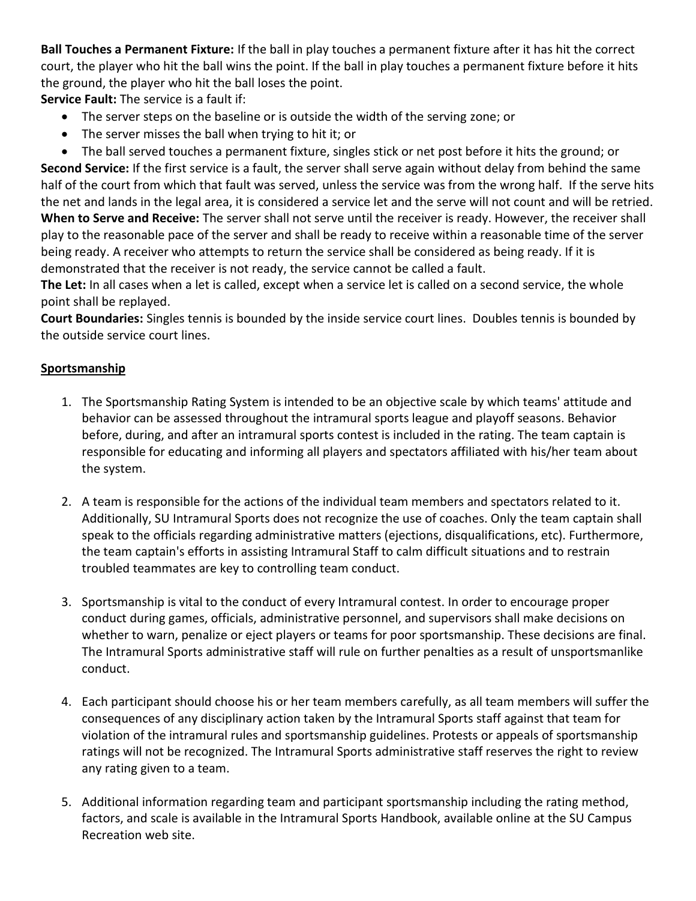**Ball Touches a Permanent Fixture:** If the ball in play touches a permanent fixture after it has hit the correct court, the player who hit the ball wins the point. If the ball in play touches a permanent fixture before it hits the ground, the player who hit the ball loses the point.

**Service Fault:** The service is a fault if:

- The server steps on the baseline or is outside the width of the serving zone; or
- The server misses the ball when trying to hit it; or
- The ball served touches a permanent fixture, singles stick or net post before it hits the ground; or

**Second Service:** If the first service is a fault, the server shall serve again without delay from behind the same half of the court from which that fault was served, unless the service was from the wrong half. If the serve hits the net and lands in the legal area, it is considered a service let and the serve will not count and will be retried.

**When to Serve and Receive:** The server shall not serve until the receiver is ready. However, the receiver shall play to the reasonable pace of the server and shall be ready to receive within a reasonable time of the server being ready. A receiver who attempts to return the service shall be considered as being ready. If it is demonstrated that the receiver is not ready, the service cannot be called a fault.

**The Let:** In all cases when a let is called, except when a service let is called on a second service, the whole point shall be replayed.

**Court Boundaries:** Singles tennis is bounded by the inside service court lines. Doubles tennis is bounded by the outside service court lines.

## Sportsmanship

1. The Sportsmanship Rating System is intended to be an objective scale by which teams' attitude and behavior can be assessed throughout the intramural sports league and playoff seasons. Behavior before, during, and after an intramural sports contest is included in the rating. The team captain is responsible for educating and informing all players and spectators affiliated with his/her team about the system.

2. A team is responsible for the actions of the individual team members and spectators related to it. Additionally, SU Intramural Sports does not recognize the use of coaches. Only the team captain shall speak to the officials regarding administrative matters (ejections, disqualifications, etc). Furthermore, the team captain's efforts in assisting Intramural Staff to calm difficult situations and to restrain troubled teammates are key to controlling team conduct.

3. Sportsmanship is vital to the conduct of every Intramural contest. In order to encourage proper conduct during games, officials, administrative personnel, and supervisors shall make decisions on whether to warn, penalize or eject players or teams for poor sportsmanship. These decisions are final. The Intramural Sports administrative staff will rule on further penalties as a result of unsportsmanlike conduct.

4. Each participant should choose his or her team members carefully, as all team members will suffer the consequences of any disciplinary action taken by the Intramural Sports staff against that team for violation of the intramural rules and sportsmanship guidelines. Protests or appeals of sportsmanship ratings will not be recognized. The Intramural Sports administrative staff reserves the right to review any rating given to a team.

5. Additional information regarding team and participant sportsmanship including the rating method, factors, and scale is available in the Intramural Sports Handbook, available online at the SU Campus Recreation web site.